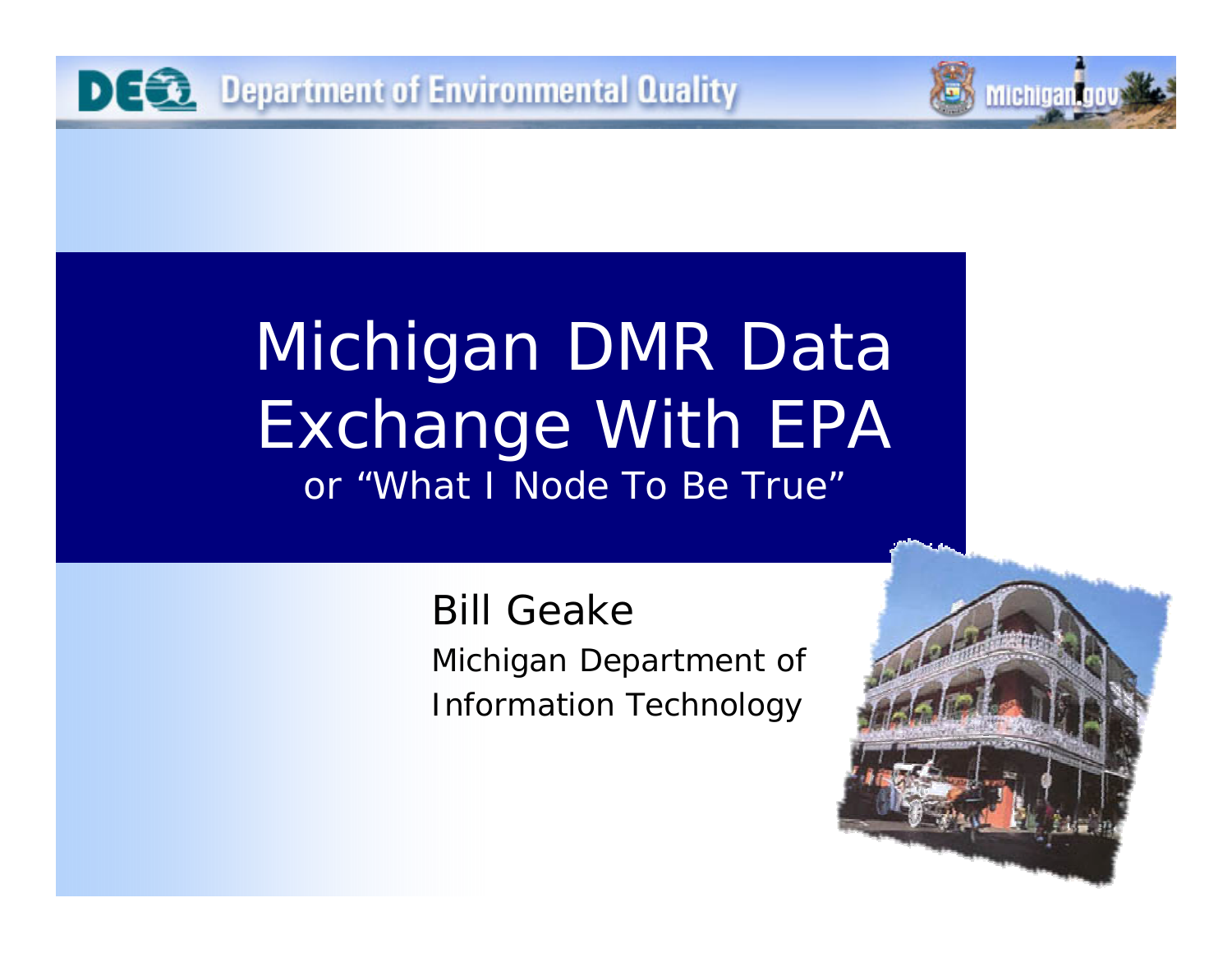# Michigan DMR Data Exchange With EPA

or "What I Node To Be True"

Bill Geake

Michigan Department of Information Technology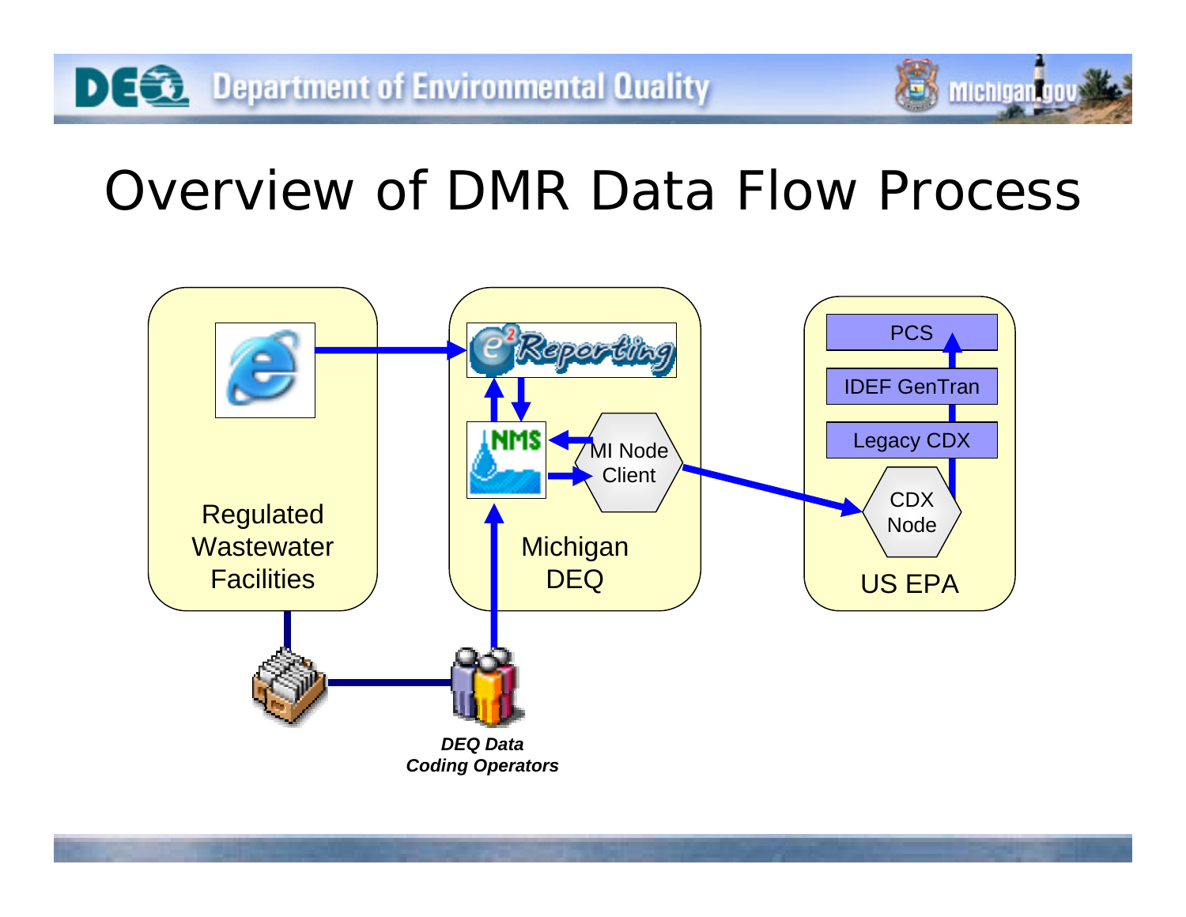# Overview of DMR Data Flow Process

Regulated Wastewater Facilities

e²Reporting

NMS

MI Node Client

Michigan DEQ

PCS

IDEF GenTran

Legacy CDX

CDX Node

US EPA

***DEQ Data Coding Operators***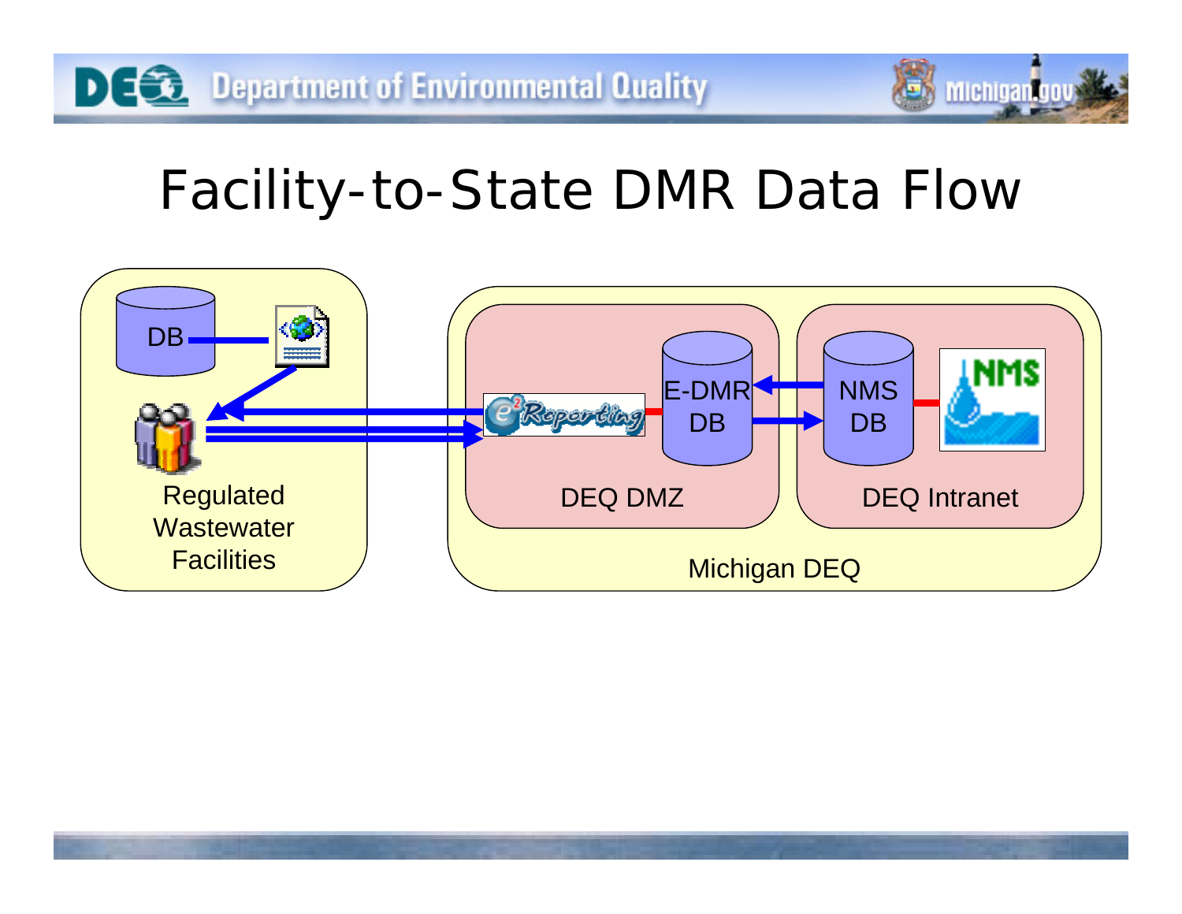# Facility-to-State DMR Data Flow

DB

Regulated Wastewater Facilities

e2Reporting

E-DMR DB

DEQ DMZ

NMS DB

NMS

DEQ Intranet

Michigan DEQ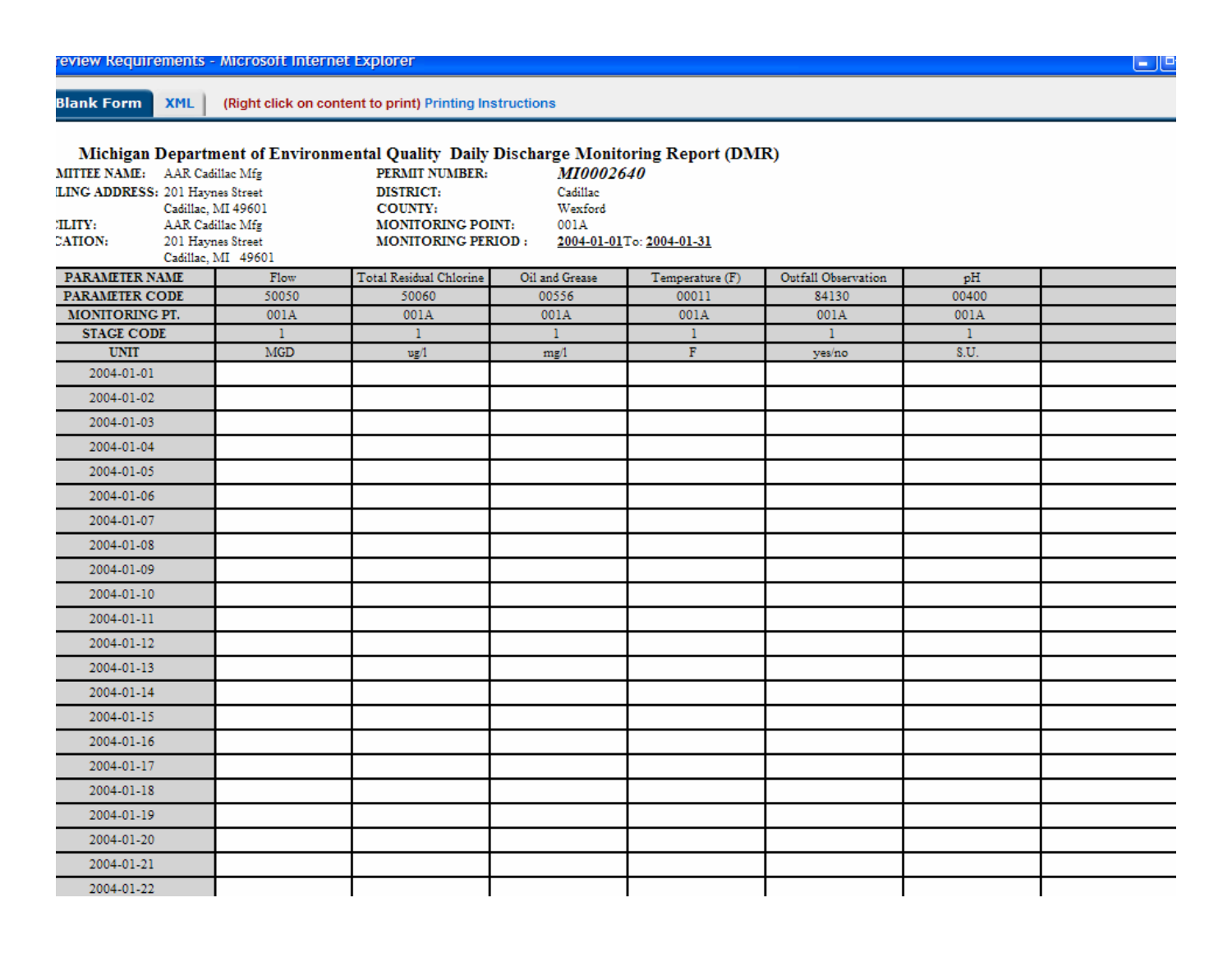reView Requirements - Microsoft Internet Explorer

Blank Form | XML | (Right click on content to print) Printing Instructions

## Michigan Department of Environmental Quality Daily Discharge Monitoring Report (DMR)

| | | | |
|---|---|---|---|
| **MITTEE NAME:** | AAR Cadillac Mfg | **PERMIT NUMBER:** | ***MI0002640*** |
| **LING ADDRESS:** | 201 Haynes Street<br>Cadillac, MI 49601 | **DISTRICT:** | Cadillac |
| | | **COUNTY:** | Wexford |
| **ILITY:** | AAR Cadillac Mfg | **MONITORING POINT:** | 001A |
| **CATION:** | 201 Haynes Street<br>Cadillac, MI 49601 | **MONITORING PERIOD :** | 2004-01-01 To: 2004-01-31 |

| PARAMETER NAME | Flow | Total Residual Chlorine | Oil and Grease | Temperature (F) | Outfall Observation | pH | |
|---|---|---|---|---|---|---|---|
| PARAMETER CODE | 50050 | 50060 | 00556 | 00011 | 84130 | 00400 | |
| MONITORING PT. | 001A | 001A | 001A | 001A | 001A | 001A | |
| STAGE CODE | 1 | 1 | 1 | 1 | 1 | 1 | |
| UNIT | MGD | ug/l | mg/l | F | yes/no | S.U. | |
| 2004-01-01 | | | | | | | |
| 2004-01-02 | | | | | | | |
| 2004-01-03 | | | | | | | |
| 2004-01-04 | | | | | | | |
| 2004-01-05 | | | | | | | |
| 2004-01-06 | | | | | | | |
| 2004-01-07 | | | | | | | |
| 2004-01-08 | | | | | | | |
| 2004-01-09 | | | | | | | |
| 2004-01-10 | | | | | | | |
| 2004-01-11 | | | | | | | |
| 2004-01-12 | | | | | | | |
| 2004-01-13 | | | | | | | |
| 2004-01-14 | | | | | | | |
| 2004-01-15 | | | | | | | |
| 2004-01-16 | | | | | | | |
| 2004-01-17 | | | | | | | |
| 2004-01-18 | | | | | | | |
| 2004-01-19 | | | | | | | |
| 2004-01-20 | | | | | | | |
| 2004-01-21 | | | | | | | |
| 2004-01-22 | | | | | | | |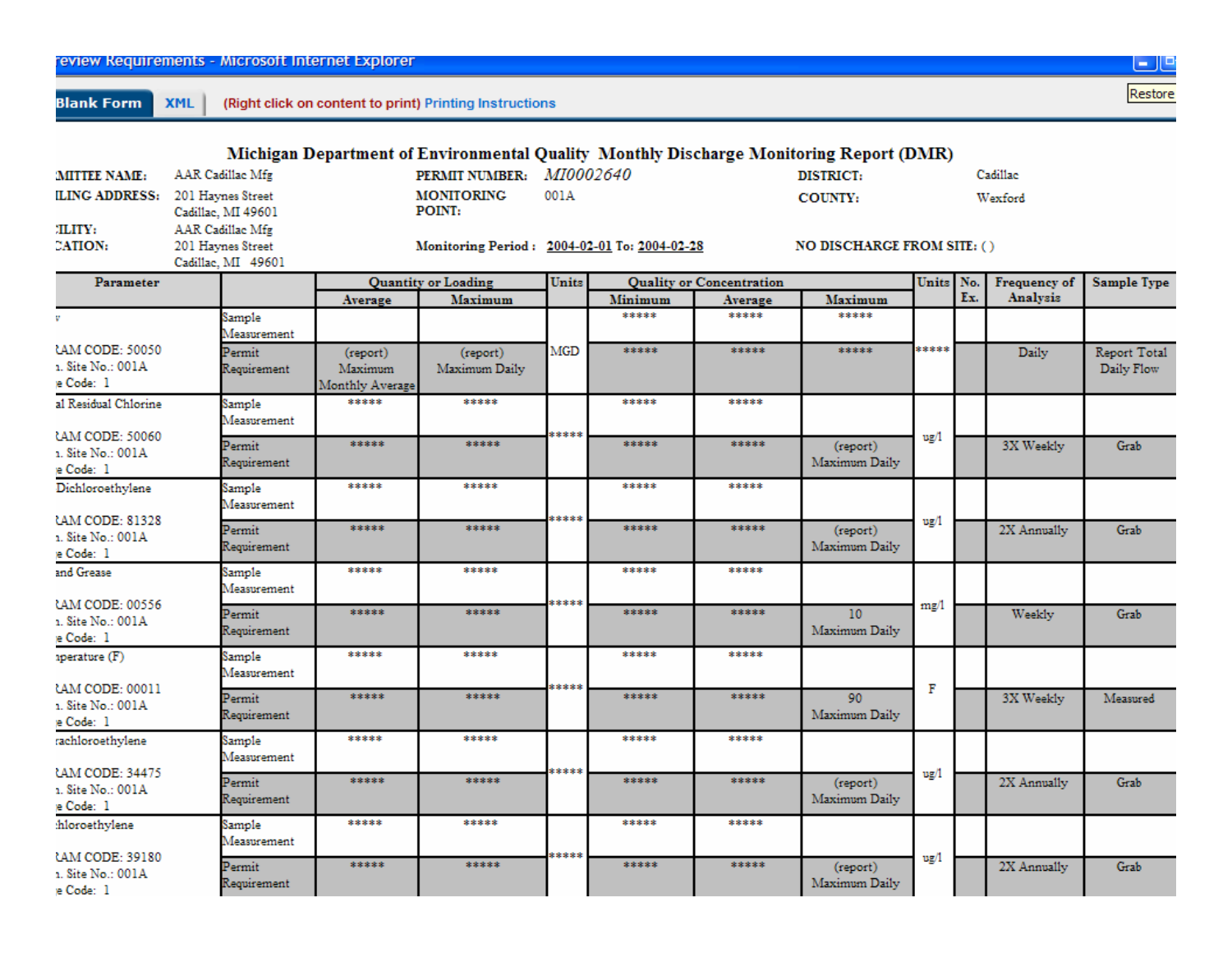review Requirements - Microsoft Internet Explorer

Blank Form | XML | (Right click on content to print) Printing Instructions

## Michigan Department of Environmental Quality Monthly Discharge Monitoring Report (DMR)

| | | | | | |
|---|---|---|---|---|---|
| MITTEE NAME: | AAR Cadillac Mfg | PERMIT NUMBER: | *MI0002640* | DISTRICT: | Cadillac |
| ILING ADDRESS: | 201 Haynes Street<br>Cadillac, MI 49601 | MONITORING POINT: | 001A | COUNTY: | Wexford |
| ILITY:<br>CATION: | AAR Cadillac Mfg<br>201 Haynes Street<br>Cadillac, MI 49601 | Monitoring Period : | 2004-02-01 To: 2004-02-28 | NO DISCHARGE FROM SITE: ( ) | |

| Parameter | | Quantity or Loading | | Units | Quality or Concentration | | | Units | No. Ex. | Frequency of Analysis | Sample Type |
|---|---|---|---|---|---|---|---|---|---|---|---|
| | | Average | Maximum | | Minimum | Average | Maximum | | | | |
| v | Sample Measurement | | | | ***** | ***** | ***** | | | | |
| RAM CODE: 50050<br>1. Site No.: 001A<br>e Code: 1 | Permit Requirement | (report) Maximum Monthly Average | (report) Maximum Daily | MGD | ***** | ***** | ***** | ***** | | Daily | Report Total Daily Flow |
| al Residual Chlorine | Sample Measurement | ***** | ***** | | ***** | ***** | | | | | |
| RAM CODE: 50060<br>1. Site No.: 001A<br>e Code: 1 | Permit Requirement | ***** | ***** | ***** | ***** | ***** | (report) Maximum Daily | ug/l | | 3X Weekly | Grab |
| Dichloroethylene | Sample Measurement | ***** | ***** | | ***** | ***** | | | | | |
| RAM CODE: 81328<br>1. Site No.: 001A<br>e Code: 1 | Permit Requirement | ***** | ***** | ***** | ***** | ***** | (report) Maximum Daily | ug/l | | 2X Annually | Grab |
| and Grease | Sample Measurement | ***** | ***** | | ***** | ***** | | | | | |
| RAM CODE: 00556<br>1. Site No.: 001A<br>e Code: 1 | Permit Requirement | ***** | ***** | ***** | ***** | ***** | 10 Maximum Daily | mg/l | | Weekly | Grab |
| nperature (F) | Sample Measurement | ***** | ***** | | ***** | ***** | | | | | |
| RAM CODE: 00011<br>1. Site No.: 001A<br>e Code: 1 | Permit Requirement | ***** | ***** | ***** | ***** | ***** | 90 Maximum Daily | F | | 3X Weekly | Measured |
| rachloroethylene | Sample Measurement | ***** | ***** | | ***** | ***** | | | | | |
| RAM CODE: 34475<br>1. Site No.: 001A<br>e Code: 1 | Permit Requirement | ***** | ***** | ***** | ***** | ***** | (report) Maximum Daily | ug/l | | 2X Annually | Grab |
| :hloroethylene | Sample Measurement | ***** | ***** | | ***** | ***** | | | | | |
| RAM CODE: 39180<br>1. Site No.: 001A<br>e Code: 1 | Permit Requirement | ***** | ***** | ***** | ***** | ***** | (report) Maximum Daily | ug/l | | 2X Annually | Grab |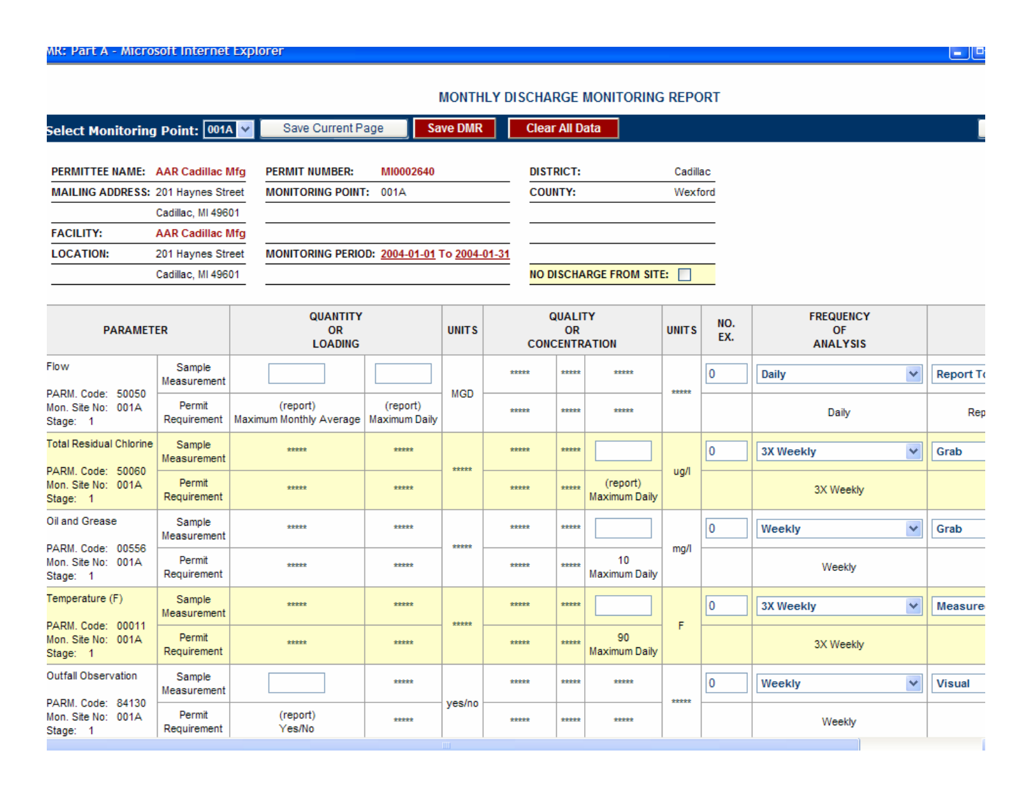MR: Part A - Microsoft Internet Explorer

## MONTHLY DISCHARGE MONITORING REPORT

Select Monitoring Point: 001A | Save Current Page | Save DMR | Clear All Data

| | | | | | |
|---|---|---|---|---|---|
| **PERMITTEE NAME:** | AAR Cadillac Mfg | **PERMIT NUMBER:** | MI0002640 | **DISTRICT:** | Cadillac |
| **MAILING ADDRESS:** | 201 Haynes Street | **MONITORING POINT:** | 001A | **COUNTY:** | Wexford |
| | Cadillac, MI 49601 | | | | |
| **FACILITY:** | AAR Cadillac Mfg | | | | |
| **LOCATION:** | 201 Haynes Street | **MONITORING PERIOD:** | 2004-01-01 To 2004-01-31 | | |
| | Cadillac, MI 49601 | | | **NO DISCHARGE FROM SITE:** | ☐ |

| PARAMETER | | QUANTITY OR LOADING | | UNITS | QUALITY OR CONCENTRATION | | | UNITS | NO. EX. | FREQUENCY OF ANALYSIS | |
|---|---|---|---|---|---|---|---|---|---|---|---|
| Flow<br>PARM. Code: 50050<br>Mon. Site No: 001A<br>Stage: 1 | Sample Measurement | | | MGD | ***** | ***** | ***** | ***** | 0 | Daily | Report To |
| | Permit Requirement | (report) Maximum Monthly Average | (report) Maximum Daily | | ***** | ***** | ***** | | | Daily | Rep |
| Total Residual Chlorine<br>PARM. Code: 50060<br>Mon. Site No: 001A<br>Stage: 1 | Sample Measurement | ***** | ***** | ***** | ***** | ***** | | ug/l | 0 | 3X Weekly | Grab |
| | Permit Requirement | ***** | ***** | | ***** | ***** | (report) Maximum Daily | | | 3X Weekly | |
| Oil and Grease<br>PARM. Code: 00556<br>Mon. Site No: 001A<br>Stage: 1 | Sample Measurement | ***** | ***** | ***** | ***** | ***** | | mg/l | 0 | Weekly | Grab |
| | Permit Requirement | ***** | ***** | | ***** | ***** | 10 Maximum Daily | | | Weekly | |
| Temperature (F)<br>PARM. Code: 00011<br>Mon. Site No: 001A<br>Stage: 1 | Sample Measurement | ***** | ***** | ***** | ***** | ***** | | F | 0 | 3X Weekly | Measure |
| | Permit Requirement | ***** | ***** | | ***** | ***** | 90 Maximum Daily | | | 3X Weekly | |
| Outfall Observation<br>PARM. Code: 84130<br>Mon. Site No: 001A<br>Stage: 1 | Sample Measurement | | ***** | yes/no | ***** | ***** | ***** | ***** | 0 | Weekly | Visual |
| | Permit Requirement | (report) Yes/No | ***** | | ***** | ***** | ***** | | | Weekly | |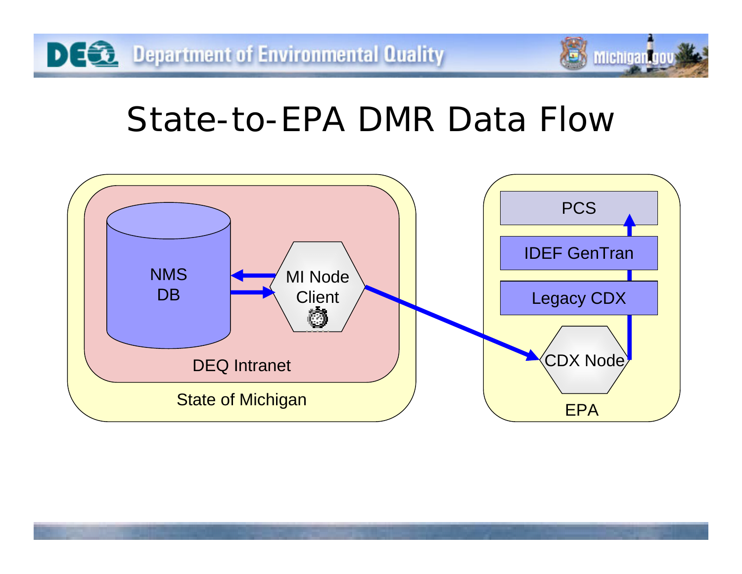# State-to-EPA DMR Data Flow

- State of Michigan
  - DEQ Intranet
    - NMS DB
    - MI Node Client
- EPA
  - CDX Node
  - Legacy CDX
  - IDEF GenTran
  - PCS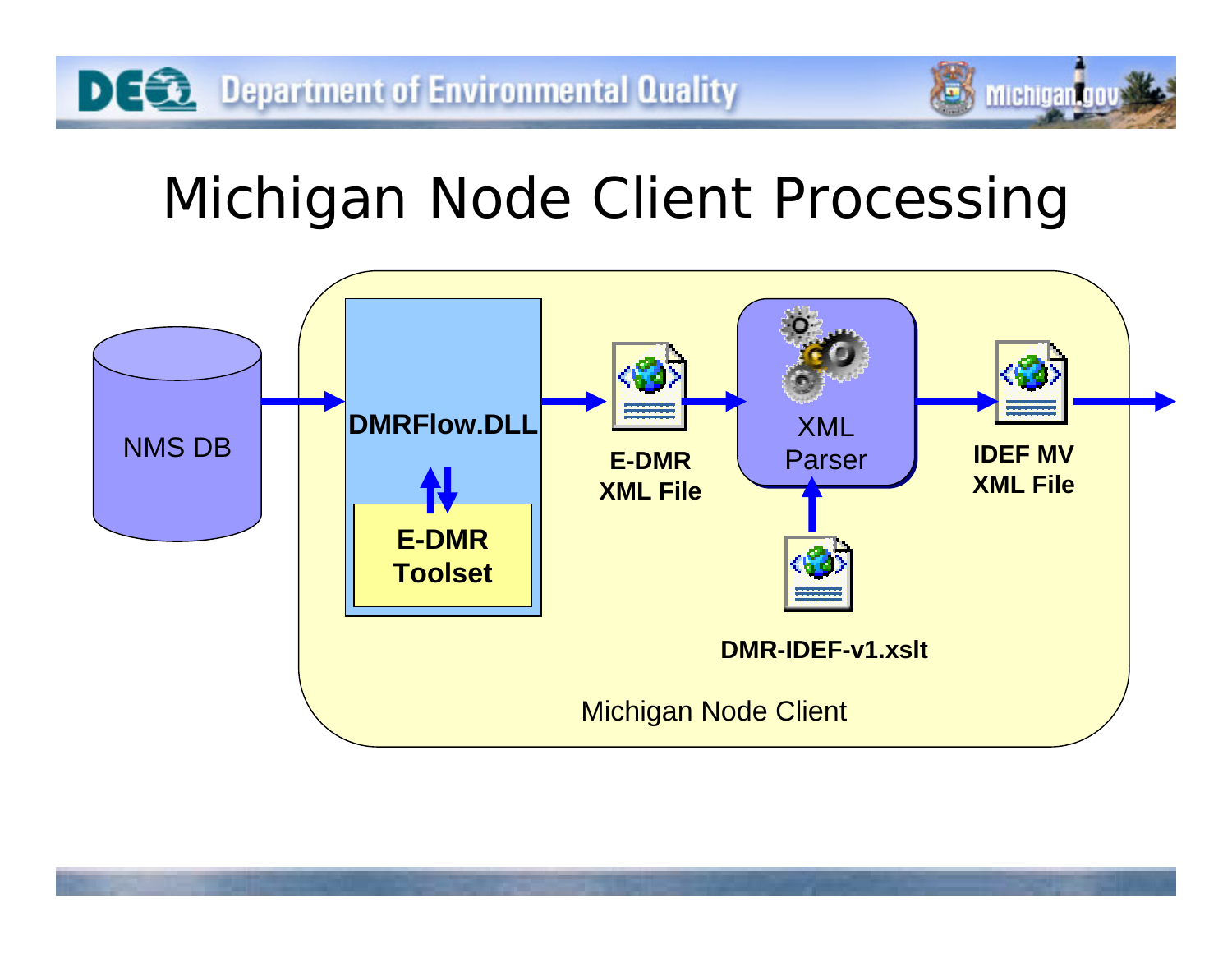# Michigan Node Client Processing

NMS DB

DMRFlow.DLL

E-DMR Toolset

E-DMR XML File

XML Parser

DMR-IDEF-v1.xslt

IDEF MV XML File

Michigan Node Client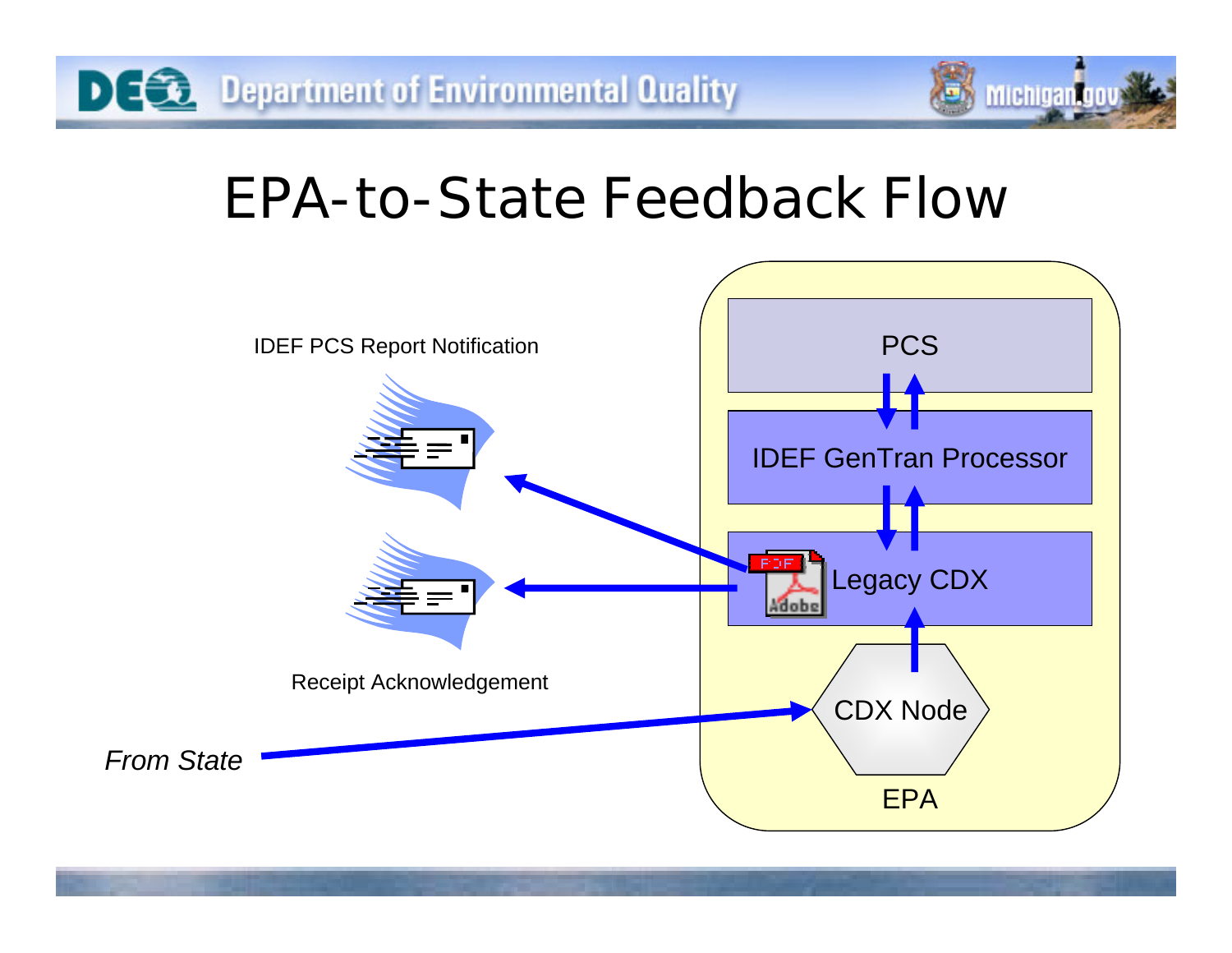# EPA-to-State Feedback Flow

IDEF PCS Report Notification

PCS

IDEF GenTran Processor

Legacy CDX

CDX Node

EPA

Receipt Acknowledgement

*From State*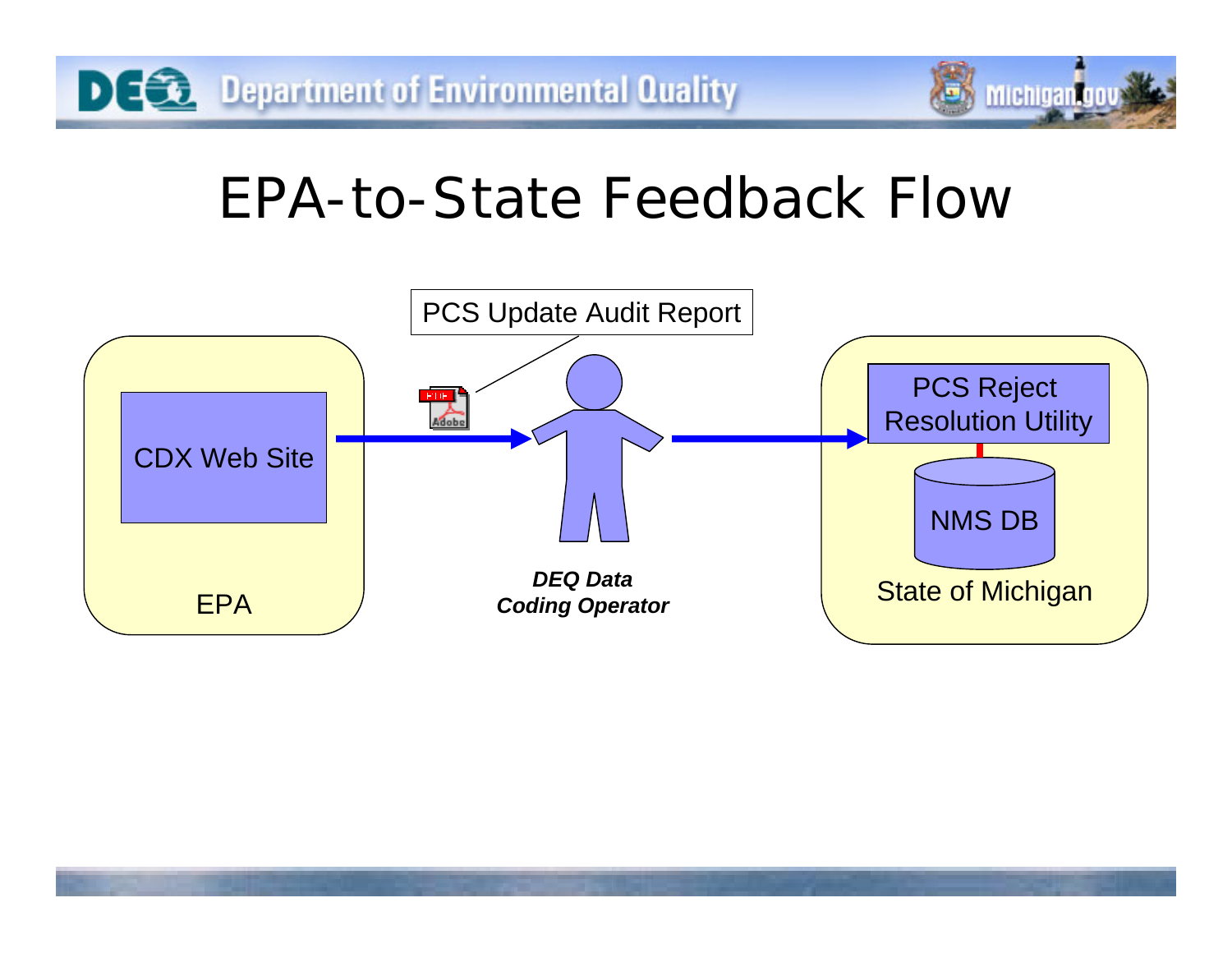# EPA-to-State Feedback Flow

PCS Update Audit Report

CDX Web Site

EPA

***DEQ Data Coding Operator***

PCS Reject Resolution Utility

NMS DB

State of Michigan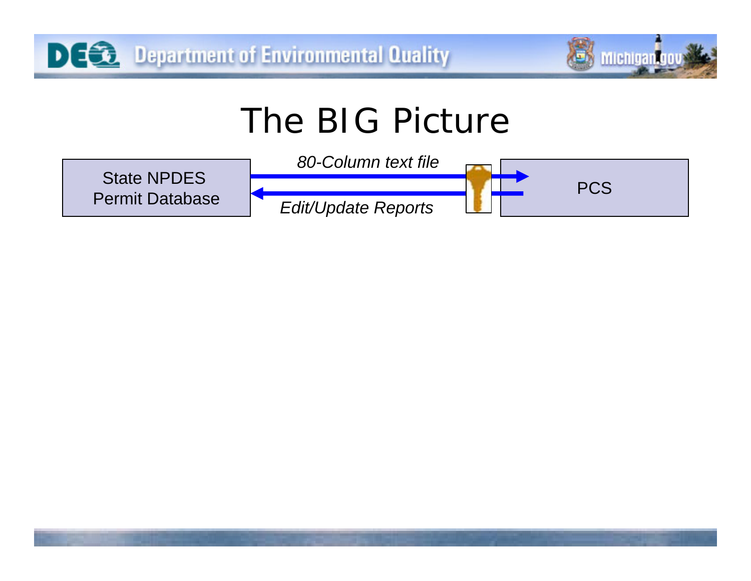# The BIG Picture

State NPDES Permit Database

*80-Column text file*

*Edit/Update Reports*

PCS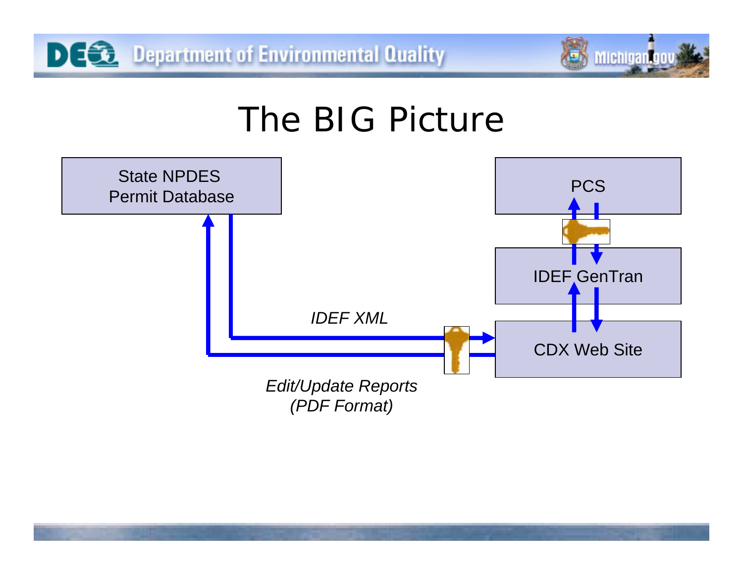# The BIG Picture

State NPDES Permit Database

PCS

IDEF GenTran

CDX Web Site

*IDEF XML*

*Edit/Update Reports (PDF Format)*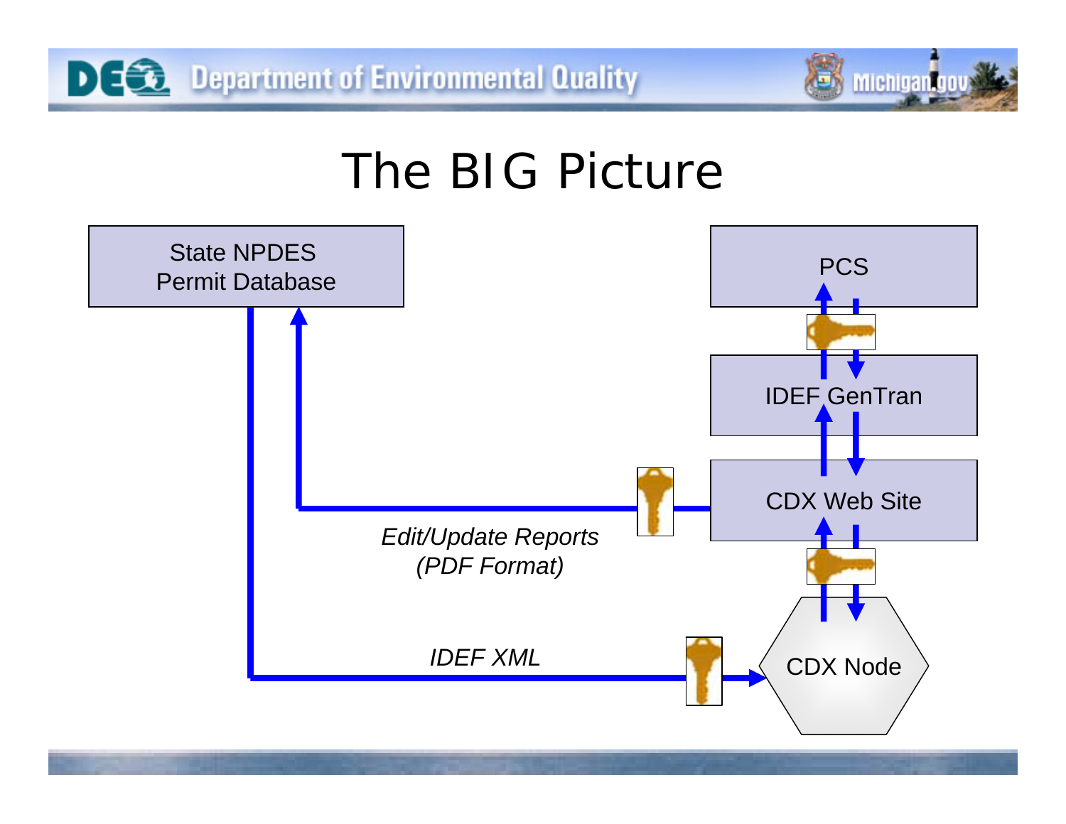# The BIG Picture

State NPDES Permit Database

PCS

IDEF GenTran

CDX Web Site

CDX Node

*Edit/Update Reports (PDF Format)*

*IDEF XML*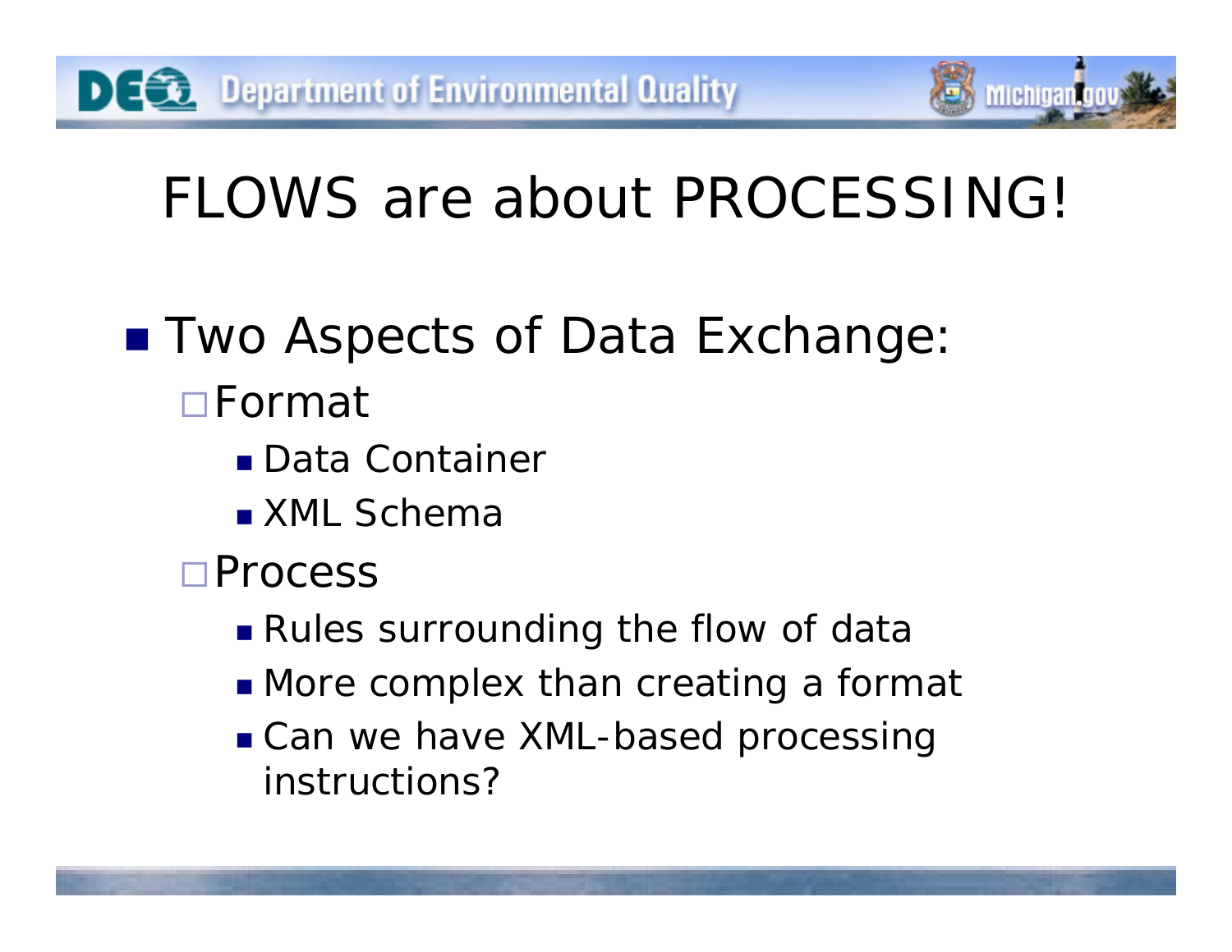# FLOWS are about PROCESSING!

- Two Aspects of Data Exchange:
  - Format
    - Data Container
    - XML Schema
  - Process
    - Rules surrounding the flow of data
    - More complex than creating a format
    - Can we have XML-based processing instructions?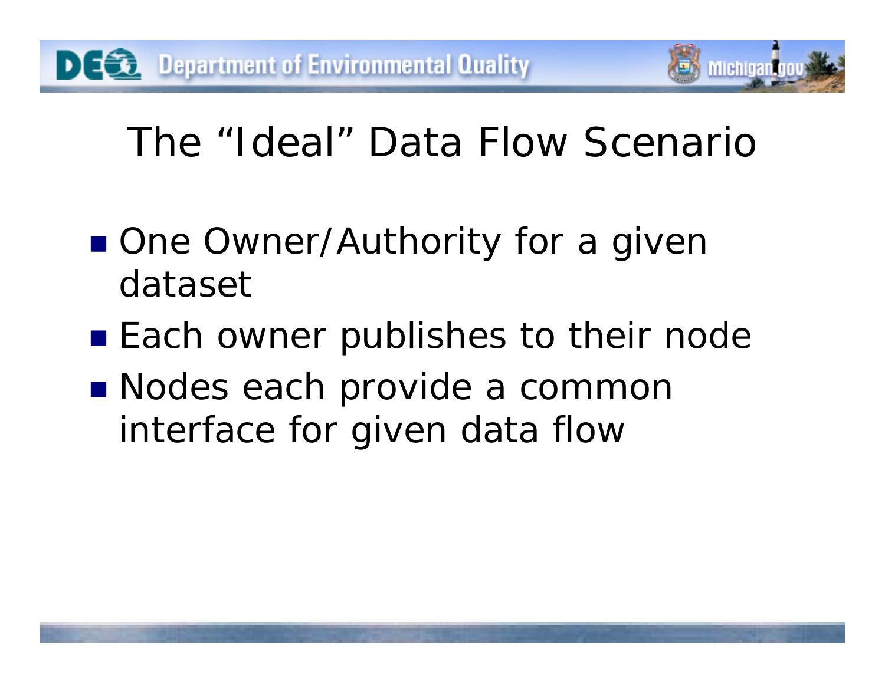# The "Ideal" Data Flow Scenario

- One Owner/Authority for a given dataset
- Each owner publishes to their node
- Nodes each provide a common interface for given data flow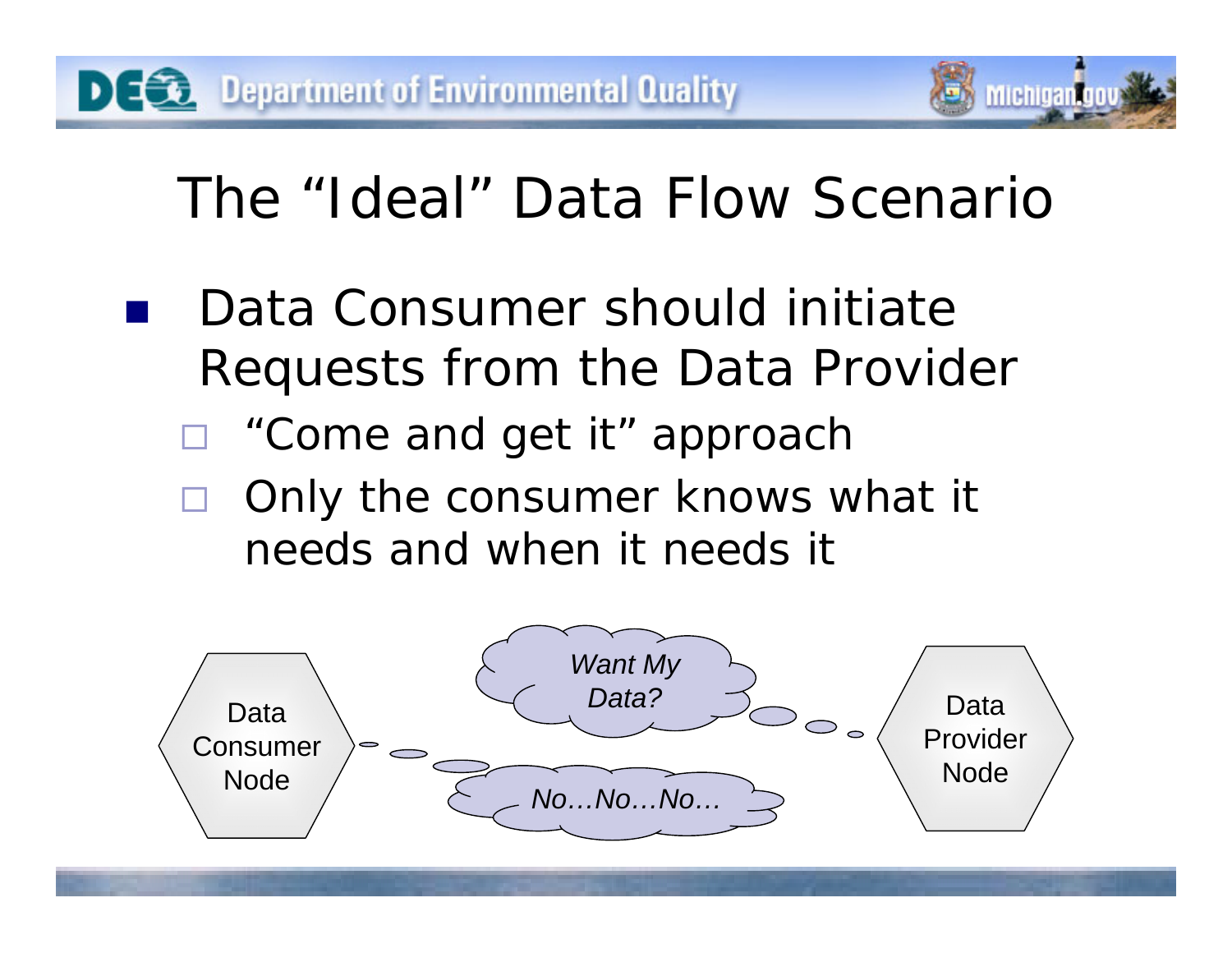# The "Ideal" Data Flow Scenario

- Data Consumer should initiate Requests from the Data Provider
  - "Come and get it" approach
  - Only the consumer knows what it needs and when it needs it

Data Consumer Node

*Want My Data?*

*No…No…No…*

Data Provider Node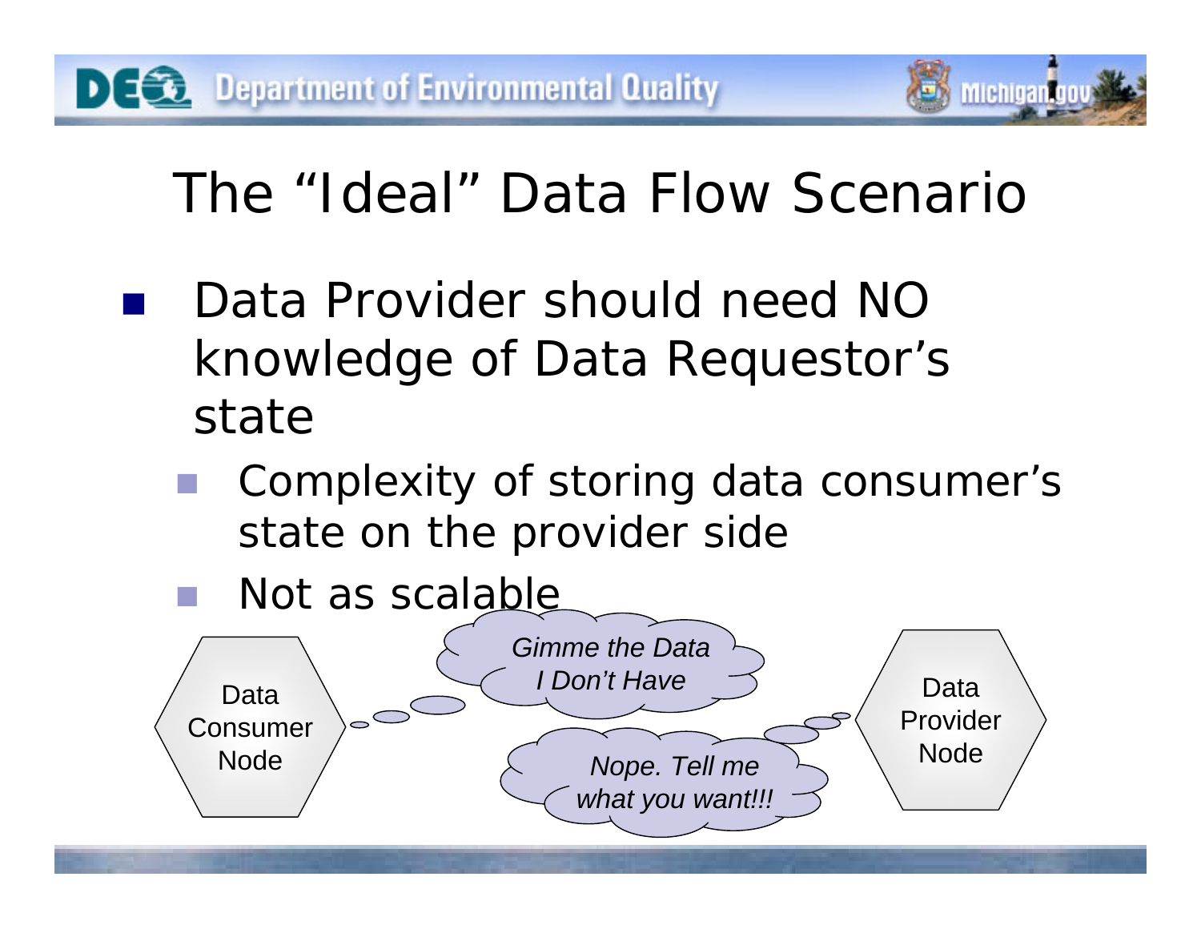# The "Ideal" Data Flow Scenario

- Data Provider should need NO knowledge of Data Requestor's state
  - Complexity of storing data consumer's state on the provider side
  - Not as scalable

Data Consumer Node

*Gimme the Data I Don't Have*

*Nope. Tell me what you want!!!*

Data Provider Node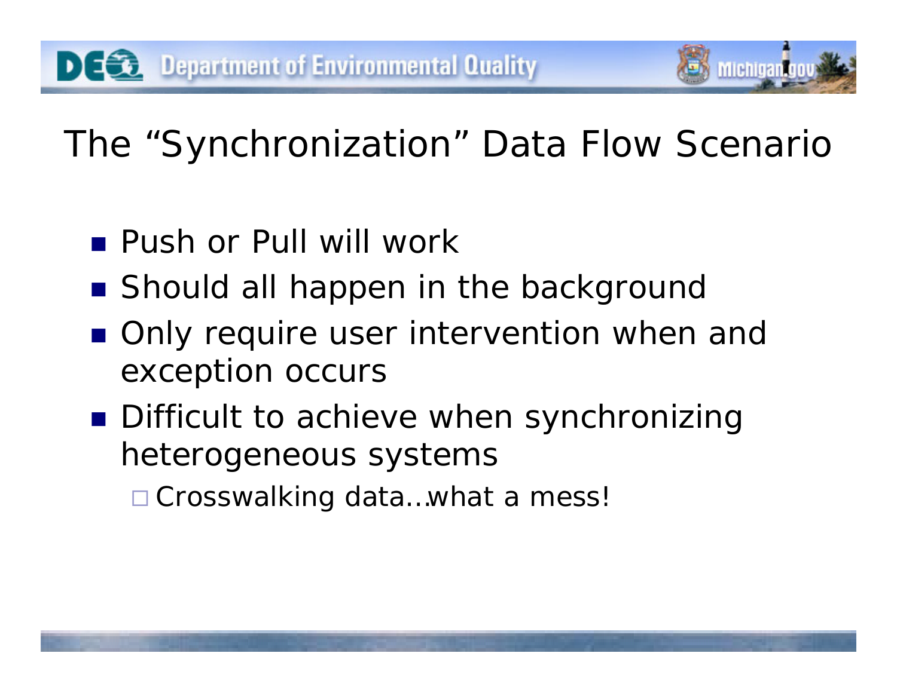# The "Synchronization" Data Flow Scenario

- Push or Pull will work
- Should all happen in the background
- Only require user intervention when and exception occurs
- Difficult to achieve when synchronizing heterogeneous systems
  - Crosswalking data…what a mess!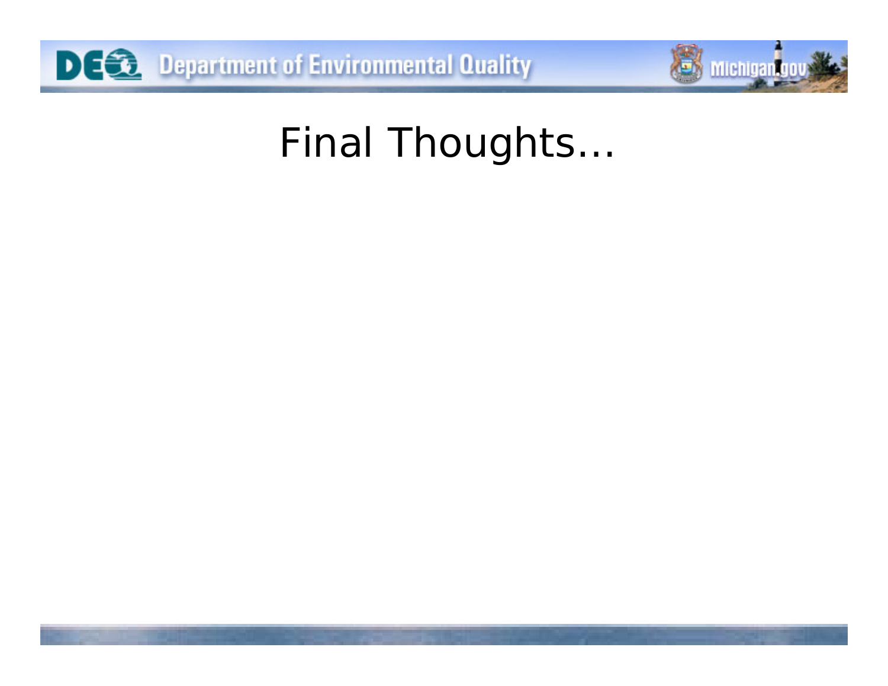# Final Thoughts…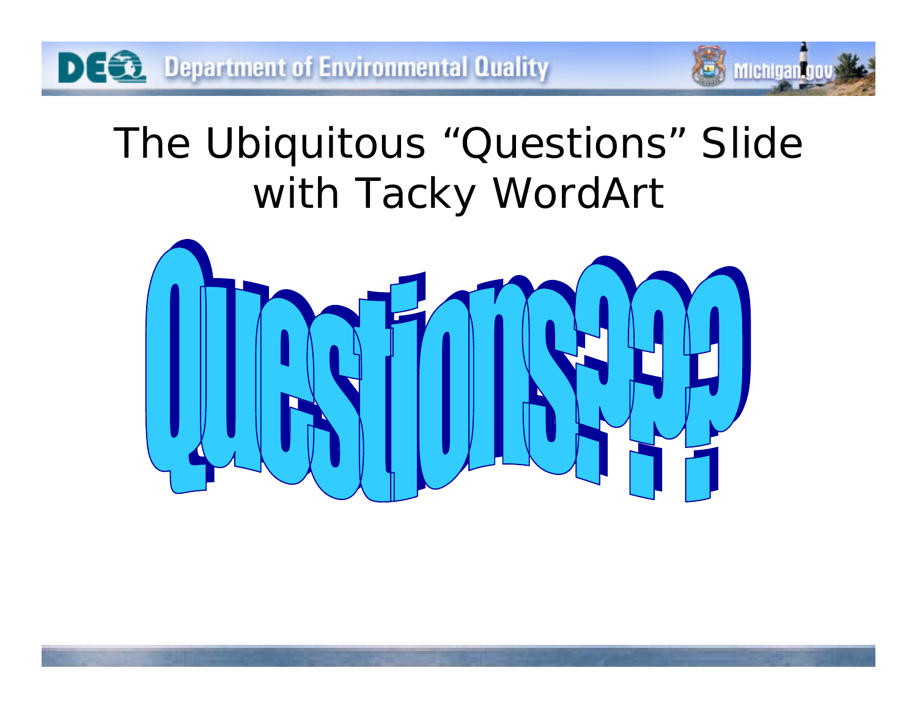# The Ubiquitous "Questions" Slide with Tacky WordArt

Questions???